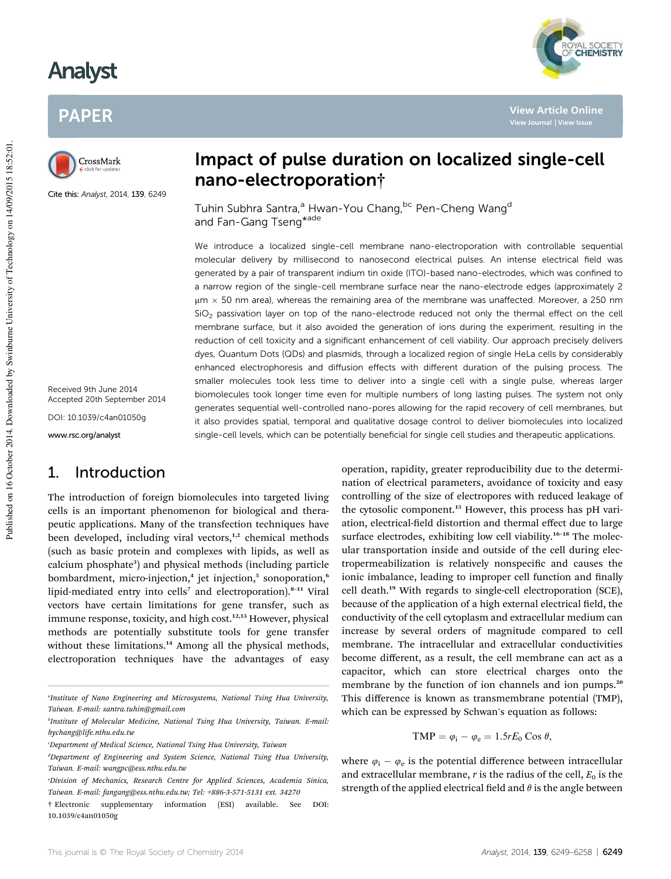# Impact of pulse duration on localized single-cell nano-electroporation†

Tuhin Subhra Santra,[a] Hwan-You Chang,[bc] Pen-Cheng Wang[d] and Fan-Gang Tseng*[ade]

Cite this: *Analyst*, 2014, **139**, 6249

Received 9th June 2014
Accepted 20th September 2014

DOI: 10.1039/c4an01050g

www.rsc.org/analyst

We introduce a localized single-cell membrane nano-electroporation with controllable sequential molecular delivery by millisecond to nanosecond electrical pulses. An intense electrical field was generated by a pair of transparent indium tin oxide (ITO)-based nano-electrodes, which was confined to a narrow region of the single-cell membrane surface near the nano-electrode edges (approximately 2 μm × 50 nm area), whereas the remaining area of the membrane was unaffected. Moreover, a 250 nm $SiO_2$ passivation layer on top of the nano-electrode reduced not only the thermal effect on the cell membrane surface, but it also avoided the generation of ions during the experiment, resulting in the reduction of cell toxicity and a significant enhancement of cell viability. Our approach precisely delivers dyes, Quantum Dots (QDs) and plasmids, through a localized region of single HeLa cells by considerably enhanced electrophoresis and diffusion effects with different duration of the pulsing process. The smaller molecules took less time to deliver into a single cell with a single pulse, whereas larger biomolecules took longer time even for multiple numbers of long lasting pulses. The system not only generates sequential well-controlled nano-pores allowing for the rapid recovery of cell membranes, but it also provides spatial, temporal and qualitative dosage control to deliver biomolecules into localized single-cell levels, which can be potentially beneficial for single cell studies and therapeutic applications.

## 1. Introduction

The introduction of foreign biomolecules into targeted living cells is an important phenomenon for biological and therapeutic applications. Many of the transfection techniques have been developed, including viral vectors,[1,2] chemical methods (such as basic protein and complexes with lipids, as well as calcium phosphate[3]) and physical methods (including particle bombardment, micro-injection,[4] jet injection,[5] sonoporation,[6] lipid-mediated entry into cells[7] and electroporation).[8–11] Viral vectors have certain limitations for gene transfer, such as immune response, toxicity, and high cost.[12,13] However, physical methods are potentially substitute tools for gene transfer without these limitations.[14] Among all the physical methods, electroporation techniques have the advantages of easy operation, rapidity, greater reproducibility due to the determination of electrical parameters, avoidance of toxicity and easy controlling of the size of electropores with reduced leakage of the cytosolic component.[15] However, this process has pH variation, electrical-field distortion and thermal effect due to large surface electrodes, exhibiting low cell viability.[16–18] The molecular transportation inside and outside of the cell during electropermeabilization is relatively nonspecific and causes the ionic imbalance, leading to improper cell function and finally cell death.[19] With regards to single-cell electroporation (SCE), because of the application of a high external electrical field, the conductivity of the cell cytoplasm and extracellular medium can increase by several orders of magnitude compared to cell membrane. The intracellular and extracellular conductivities become different, as a result, the cell membrane can act as a capacitor, which can store electrical charges onto the membrane by the function of ion channels and ion pumps.[20] This difference is known as transmembrane potential (TMP), which can be expressed by Schwan's equation as follows:

$$\text{TMP} = \varphi_i - \varphi_e = 1.5 r E_0 \cos\theta,$$

where $\varphi_i - \varphi_e$ is the potential difference between intracellular and extracellular membrane, $r$ is the radius of the cell, $E_0$ is the strength of the applied electrical field and $\theta$ is the angle between

---

[a] Institute of Nano Engineering and Microsystems, National Tsing Hua University, Taiwan. E-mail: santra.tuhin@gmail.com

[b] Institute of Molecular Medicine, National Tsing Hua University, Taiwan. E-mail: hychang@life.nthu.edu.tw

[c] Department of Medical Science, National Tsing Hua University, Taiwan

[d] Department of Engineering and System Science, National Tsing Hua University, Taiwan. E-mail: wangpc@ess.nthu.edu.tw

[e] Division of Mechanics, Research Centre for Applied Sciences, Academia Sinica, Taiwan. E-mail: fangang@ess.nthu.edu.tw; Tel: +886-3-571-5131 ext. 34270

† Electronic supplementary information (ESI) available. See DOI: 10.1039/c4an01050g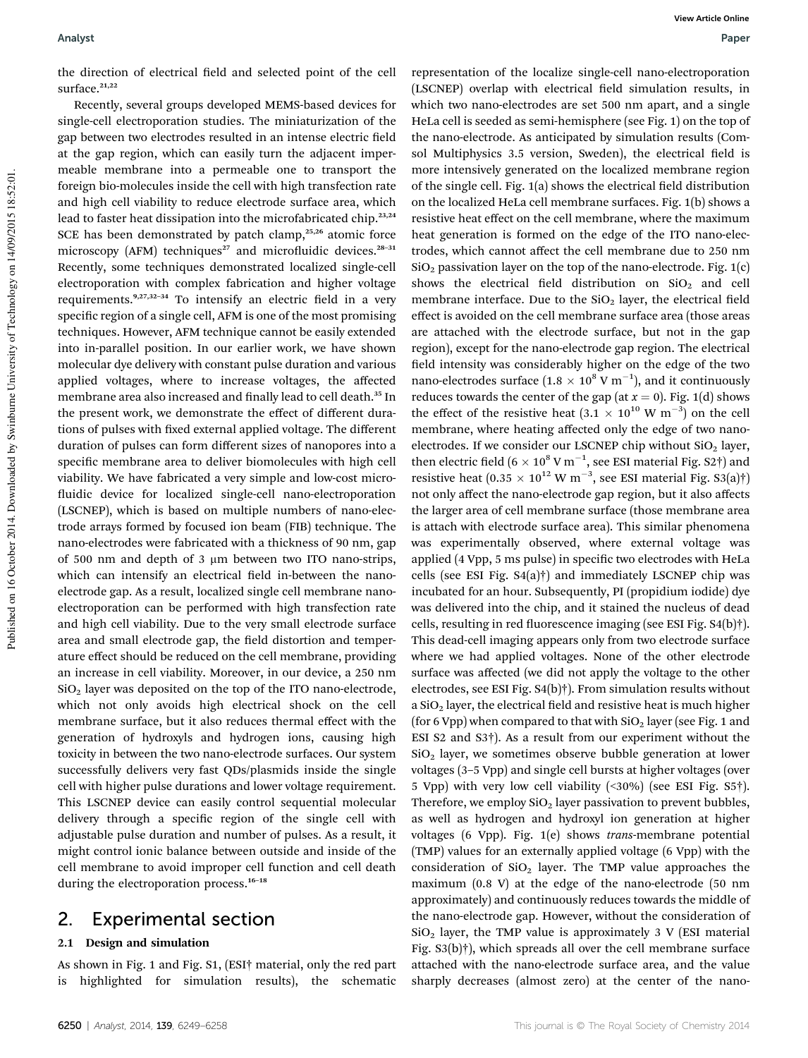the direction of electrical field and selected point of the cell surface.[21,22]

Recently, several groups developed MEMS-based devices for single-cell electroporation studies. The miniaturization of the gap between two electrodes resulted in an intense electric field at the gap region, which can easily turn the adjacent impermeable membrane into a permeable one to transport the foreign bio-molecules inside the cell with high transfection rate and high cell viability to reduce electrode surface area, which lead to faster heat dissipation into the microfabricated chip.[23,24] SCE has been demonstrated by patch clamp,[25,26] atomic force microscopy (AFM) techniques[27] and microfluidic devices.[28–31] Recently, some techniques demonstrated localized single-cell electroporation with complex fabrication and higher voltage requirements.[9,27,32–34] To intensify an electric field in a very specific region of a single cell, AFM is one of the most promising techniques. However, AFM technique cannot be easily extended into in-parallel position. In our earlier work, we have shown molecular dye delivery with constant pulse duration and various applied voltages, where to increase voltages, the affected membrane area also increased and finally lead to cell death.[35] In the present work, we demonstrate the effect of different durations of pulses with fixed external applied voltage. The different duration of pulses can form different sizes of nanopores into a specific membrane area to deliver biomolecules with high cell viability. We have fabricated a very simple and low-cost microfluidic device for localized single-cell nano-electroporation (LSCNEP), which is based on multiple numbers of nano-electrode arrays formed by focused ion beam (FIB) technique. The nano-electrodes were fabricated with a thickness of 90 nm, gap of 500 nm and depth of 3 μm between two ITO nano-strips, which can intensify an electrical field in-between the nano-electrode gap. As a result, localized single cell membrane nano-electroporation can be performed with high transfection rate and high cell viability. Due to the very small electrode surface area and small electrode gap, the field distortion and temperature effect should be reduced on the cell membrane, providing an increase in cell viability. Moreover, in our device, a 250 nm $SiO_2$ layer was deposited on the top of the ITO nano-electrode, which not only avoids high electrical shock on the cell membrane surface, but it also reduces thermal effect with the generation of hydroxyls and hydrogen ions, causing high toxicity in between the two nano-electrode surfaces. Our system successfully delivers very fast QDs/plasmids inside the single cell with higher pulse durations and lower voltage requirement. This LSCNEP device can easily control sequential molecular delivery through a specific region of the single cell with adjustable pulse duration and number of pulses. As a result, it might control ionic balance between outside and inside of the cell membrane to avoid improper cell function and cell death during the electroporation process.[16–18]

## 2. Experimental section

### 2.1 Design and simulation

As shown in Fig. 1 and Fig. S1, (ESI† material, only the red part is highlighted for simulation results), the schematic representation of the localize single-cell nano-electroporation (LSCNEP) overlap with electrical field simulation results, in which two nano-electrodes are set 500 nm apart, and a single HeLa cell is seeded as semi-hemisphere (see Fig. 1) on the top of the nano-electrode. As anticipated by simulation results (Comsol Multiphysics 3.5 version, Sweden), the electrical field is more intensively generated on the localized membrane region of the single cell. Fig. 1(a) shows the electrical field distribution on the localized HeLa cell membrane surfaces. Fig. 1(b) shows a resistive heat effect on the cell membrane, where the maximum heat generation is formed on the edge of the ITO nano-electrodes, which cannot affect the cell membrane due to 250 nm $SiO_2$ passivation layer on the top of the nano-electrode. Fig. 1(c) shows the electrical field distribution on $SiO_2$ and cell membrane interface. Due to the $SiO_2$ layer, the electrical field effect is avoided on the cell membrane surface area (those areas are attached with the electrode surface, but not in the gap region), except for the nano-electrode gap region. The electrical field intensity was considerably higher on the edge of the two nano-electrodes surface ($1.8 \times 10^8$ V $m^{-1}$), and it continuously reduces towards the center of the gap (at $x = 0$). Fig. 1(d) shows the effect of the resistive heat ($3.1 \times 10^{10}$ W $m^{-3}$) on the cell membrane, where heating affected only the edge of two nano-electrodes. If we consider our LSCNEP chip without $SiO_2$ layer, then electric field ($6 \times 10^8$ V $m^{-1}$, see ESI material Fig. S2†) and resistive heat ($0.35 \times 10^{12}$ W $m^{-3}$, see ESI material Fig. S3(a)†) not only affect the nano-electrode gap region, but it also affects the larger area of cell membrane surface (those membrane area is attach with electrode surface area). This similar phenomena was experimentally observed, where external voltage was applied (4 Vpp, 5 ms pulse) in specific two electrodes with HeLa cells (see ESI Fig. S4(a)†) and immediately LSCNEP chip was incubated for an hour. Subsequently, PI (propidium iodide) dye was delivered into the chip, and it stained the nucleus of dead cells, resulting in red fluorescence imaging (see ESI Fig. S4(b)†). This dead-cell imaging appears only from two electrode surface where we had applied voltages. None of the other electrode surface was affected (we did not apply the voltage to the other electrodes, see ESI Fig. S4(b)†). From simulation results without a $SiO_2$ layer, the electrical field and resistive heat is much higher (for 6 Vpp) when compared to that with $SiO_2$ layer (see Fig. 1 and ESI S2 and S3†). As a result from our experiment without the $SiO_2$ layer, we sometimes observe bubble generation at lower voltages (3–5 Vpp) and single cell bursts at higher voltages (over 5 Vpp) with very low cell viability (<30%) (see ESI Fig. S5†). Therefore, we employ $SiO_2$ layer passivation to prevent bubbles, as well as hydrogen and hydroxyl ion generation at higher voltages (6 Vpp). Fig. 1(e) shows *trans*-membrane potential (TMP) values for an externally applied voltage (6 Vpp) with the consideration of $SiO_2$ layer. The TMP value approaches the maximum (0.8 V) at the edge of the nano-electrode (50 nm approximately) and continuously reduces towards the middle of the nano-electrode gap. However, without the consideration of $SiO_2$ layer, the TMP value is approximately 3 V (ESI material Fig. S3(b)†), which spreads all over the cell membrane surface attached with the nano-electrode surface area, and the value sharply decreases (almost zero) at the center of the nano-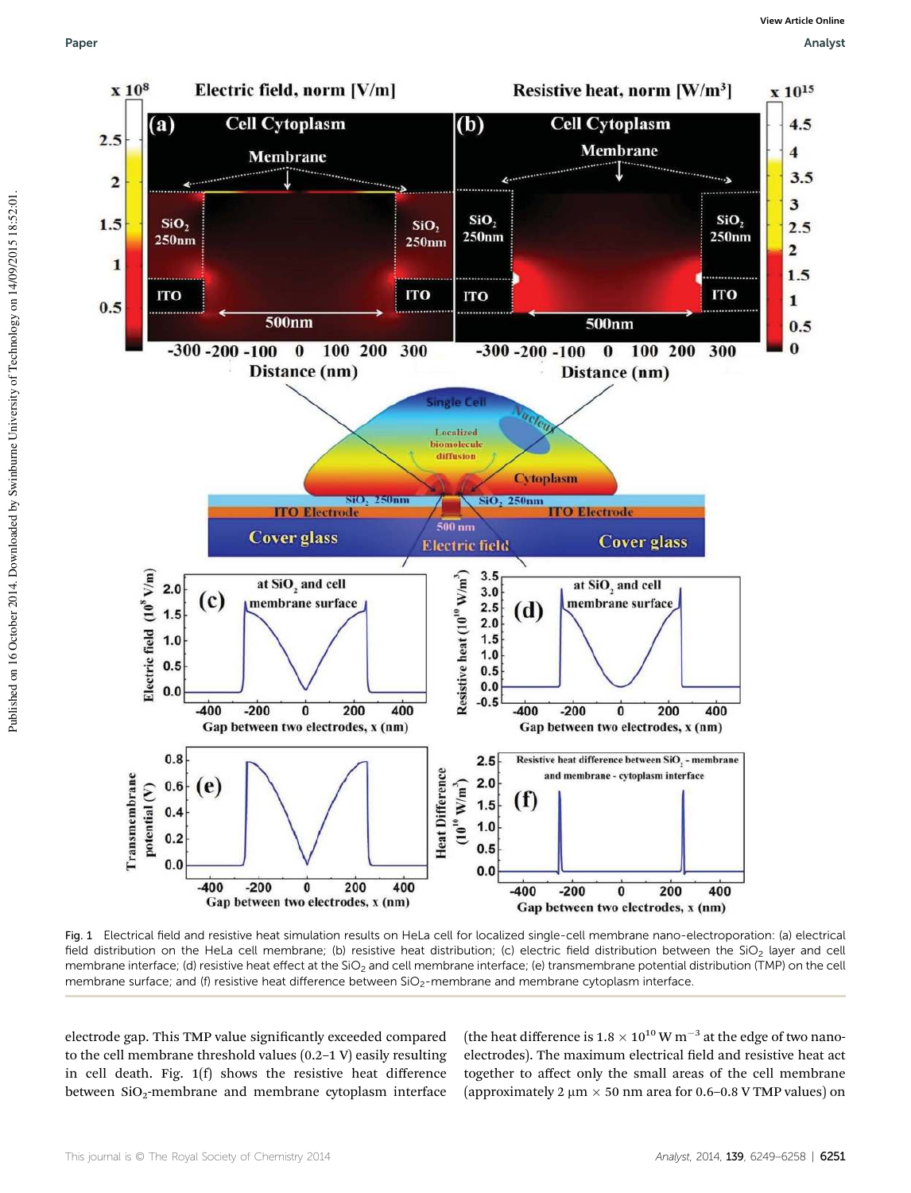Fig. 1 Electrical field and resistive heat simulation results on HeLa cell for localized single-cell membrane nano-electroporation: (a) electrical field distribution on the HeLa cell membrane; (b) resistive heat distribution; (c) electric field distribution between the $SiO_2$ layer and cell membrane interface; (d) resistive heat effect at the $SiO_2$ and cell membrane interface; (e) transmembrane potential distribution (TMP) on the cell membrane surface; and (f) resistive heat difference between $SiO_2$-membrane and membrane cytoplasm interface.

electrode gap. This TMP value significantly exceeded compared to the cell membrane threshold values (0.2–1 V) easily resulting in cell death. Fig. 1(f) shows the resistive heat difference between $SiO_2$-membrane and membrane cytoplasm interface (the heat difference is $1.8 \times 10^{10}$ W m$^{-3}$ at the edge of two nano-electrodes). The maximum electrical field and resistive heat act together to affect only the small areas of the cell membrane (approximately 2 μm × 50 nm area for 0.6–0.8 V TMP values) on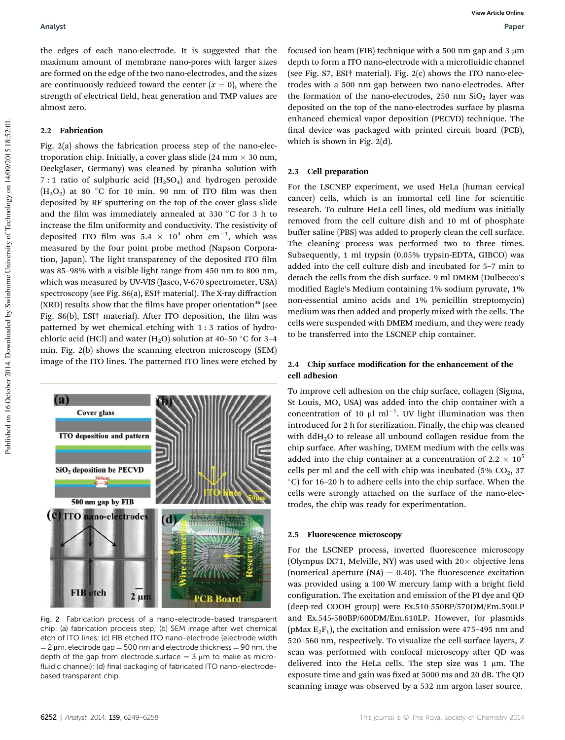the edges of each nano-electrode. It is suggested that the maximum amount of membrane nano-pores with larger sizes are formed on the edge of the two nano-electrodes, and the sizes are continuously reduced toward the center ($x = 0$), where the strength of electrical field, heat generation and TMP values are almost zero.

### 2.2 Fabrication

Fig. 2(a) shows the fabrication process step of the nano-electroporation chip. Initially, a cover glass slide (24 mm × 30 mm, Deckglaser, Germany) was cleaned by piranha solution with 7 : 1 ratio of sulphuric acid ($H_2SO_4$) and hydrogen peroxide ($H_2O_2$) at 80 °C for 10 min. 90 nm of ITO film was then deposited by RF sputtering on the top of the cover glass slide and the film was immediately annealed at 330 °C for 3 h to increase the film uniformity and conductivity. The resistivity of deposited ITO film was $5.4 \times 10^4$ ohm cm$^{-1}$, which was measured by the four point probe method (Napson Corporation, Japan). The light transparency of the deposited ITO film was 85–98% with a visible-light range from 450 nm to 800 nm, which was measured by UV-VIS (Jasco, V-670 spectrometer, USA) spectroscopy (see Fig. S6(a), ESI† material). The X-ray diffraction (XRD) results show that the films have proper orientation[36] (see Fig. S6(b), ESI† material). After ITO deposition, the film was patterned by wet chemical etching with 1 : 3 ratios of hydrochloric acid (HCl) and water ($H_2O$) solution at 40–50 °C for 3–4 min. Fig. 2(b) shows the scanning electron microscopy (SEM) image of the ITO lines. The patterned ITO lines were etched by focused ion beam (FIB) technique with a 500 nm gap and 3 μm depth to form a ITO nano-electrode with a microfluidic channel (see Fig. S7, ESI† material). Fig. 2(c) shows the ITO nano-electrodes with a 500 nm gap between two nano-electrodes. After the formation of the nano-electrodes, 250 nm $SiO_2$ layer was deposited on the top of the nano-electrodes surface by plasma enhanced chemical vapor deposition (PECVD) technique. The final device was packaged with printed circuit board (PCB), which is shown in Fig. 2(d).

Fig. 2 Fabrication process of a nano-electrode-based transparent chip: (a) fabrication process step; (b) SEM image after wet chemical etch of ITO lines; (c) FIB etched ITO nano-electrode (electrode width = 2 μm, electrode gap = 500 nm and electrode thickness = 90 nm, the depth of the gap from electrode surface = 3 μm to make as microfluidic channel); (d) final packaging of fabricated ITO nano-electrode-based transparent chip.

### 2.3 Cell preparation

For the LSCNEP experiment, we used HeLa (human cervical cancer) cells, which is an immortal cell line for scientific research. To culture HeLa cell lines, old medium was initially removed from the cell culture dish and 10 ml of phosphate buffer saline (PBS) was added to properly clean the cell surface. The cleaning process was performed two to three times. Subsequently, 1 ml trypsin (0.05% trypsin-EDTA, GIBCO) was added into the cell culture dish and incubated for 5–7 min to detach the cells from the dish surface. 9 ml DMEM (Dulbecco's modified Eagle's Medium containing 1% sodium pyruvate, 1% non-essential amino acids and 1% penicillin streptomycin) medium was then added and properly mixed with the cells. The cells were suspended with DMEM medium, and they were ready to be transferred into the LSCNEP chip container.

### 2.4 Chip surface modification for the enhancement of the cell adhesion

To improve cell adhesion on the chip surface, collagen (Sigma, St Louis, MO, USA) was added into the chip container with a concentration of 10 μl ml$^{-1}$. UV light illumination was then introduced for 2 h for sterilization. Finally, the chip was cleaned with $ddH_2O$ to release all unbound collagen residue from the chip surface. After washing, DMEM medium with the cells was added into the chip container at a concentration of $2.2 \times 10^5$ cells per ml and the cell with chip was incubated (5% $CO_2$, 37 °C) for 16–20 h to adhere cells into the chip surface. When the cells were strongly attached on the surface of the nano-electrodes, the chip was ready for experimentation.

### 2.5 Fluorescence microscopy

For the LSCNEP process, inverted fluorescence microscopy (Olympus IX71, Melville, NY) was used with 20× objective lens (numerical aperture (NA) = 0.40). The fluorescence excitation was provided using a 100 W mercury lamp with a bright field configuration. The excitation and emission of the PI dye and QD (deep-red COOH group) were Ex.510-550BP/570DM/Em.590LP and Ex.545-580BP/600DM/Em.610LP. However, for plasmids (pMax $E_2F_1$), the excitation and emission were 475–495 nm and 520–560 nm, respectively. To visualize the cell-surface layers, Z scan was provided with confocal microscopy after QD was delivered into the HeLa cells. The step size was 1 μm. The exposure time and gain was fixed at 5000 ms and 20 dB. The QD scanning image was observed by a 532 nm argon laser source.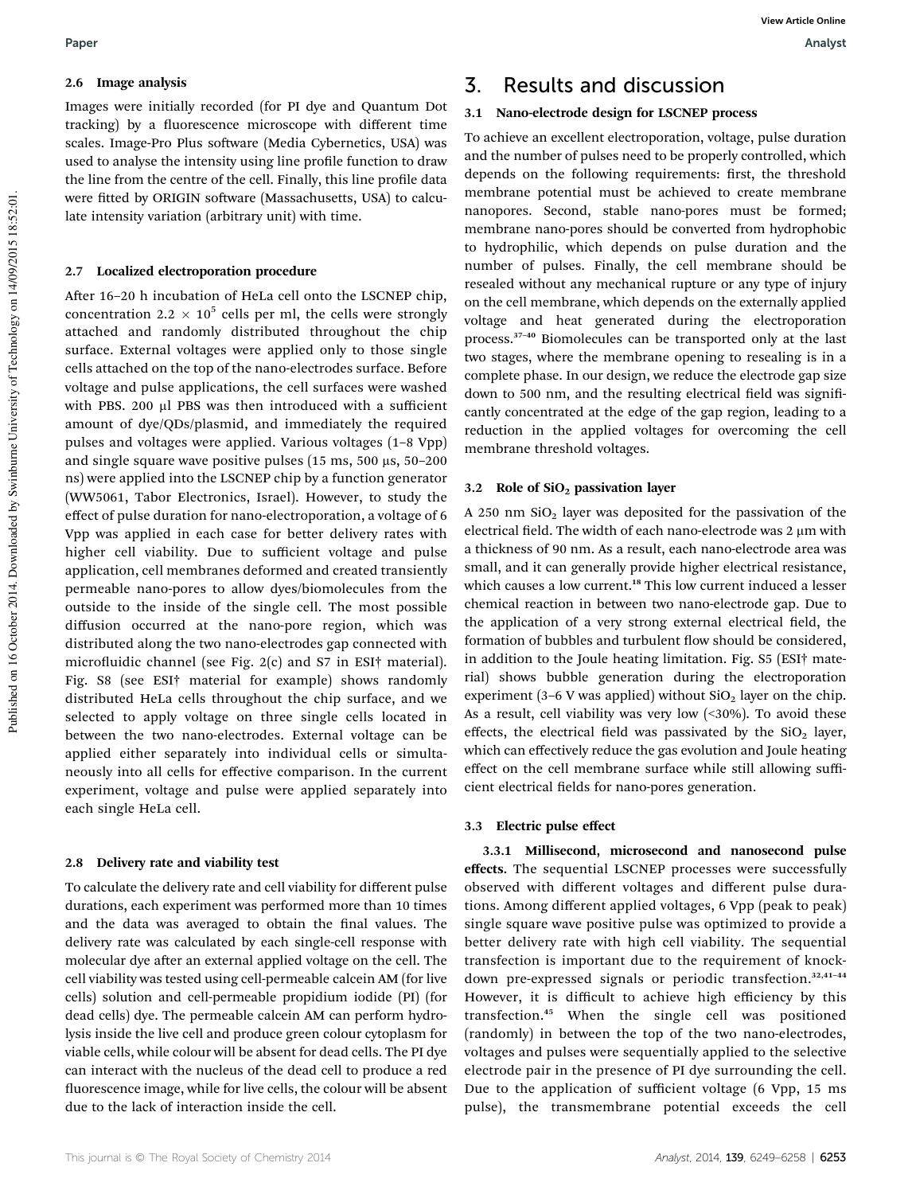### 2.6 Image analysis

Images were initially recorded (for PI dye and Quantum Dot tracking) by a fluorescence microscope with different time scales. Image-Pro Plus software (Media Cybernetics, USA) was used to analyse the intensity using line profile function to draw the line from the centre of the cell. Finally, this line profile data were fitted by ORIGIN software (Massachusetts, USA) to calculate intensity variation (arbitrary unit) with time.

### 2.7 Localized electroporation procedure

After 16–20 h incubation of HeLa cell onto the LSCNEP chip, concentration $2.2 \times 10^5$ cells per ml, the cells were strongly attached and randomly distributed throughout the chip surface. External voltages were applied only to those single cells attached on the top of the nano-electrodes surface. Before voltage and pulse applications, the cell surfaces were washed with PBS. 200 μl PBS was then introduced with a sufficient amount of dye/QDs/plasmid, and immediately the required pulses and voltages were applied. Various voltages (1–8 Vpp) and single square wave positive pulses (15 ms, 500 μs, 50–200 ns) were applied into the LSCNEP chip by a function generator (WW5061, Tabor Electronics, Israel). However, to study the effect of pulse duration for nano-electroporation, a voltage of 6 Vpp was applied in each case for better delivery rates with higher cell viability. Due to sufficient voltage and pulse application, cell membranes deformed and created transiently permeable nano-pores to allow dyes/biomolecules from the outside to the inside of the single cell. The most possible diffusion occurred at the nano-pore region, which was distributed along the two nano-electrodes gap connected with microfluidic channel (see Fig. 2(c) and S7 in ESI† material). Fig. S8 (see ESI† material for example) shows randomly distributed HeLa cells throughout the chip surface, and we selected to apply voltage on three single cells located in between the two nano-electrodes. External voltage can be applied either separately into individual cells or simultaneously into all cells for effective comparison. In the current experiment, voltage and pulse were applied separately into each single HeLa cell.

### 2.8 Delivery rate and viability test

To calculate the delivery rate and cell viability for different pulse durations, each experiment was performed more than 10 times and the data was averaged to obtain the final values. The delivery rate was calculated by each single-cell response with molecular dye after an external applied voltage on the cell. The cell viability was tested using cell-permeable calcein AM (for live cells) solution and cell-permeable propidium iodide (PI) (for dead cells) dye. The permeable calcein AM can perform hydrolysis inside the live cell and produce green colour cytoplasm for viable cells, while colour will be absent for dead cells. The PI dye can interact with the nucleus of the dead cell to produce a red fluorescence image, while for live cells, the colour will be absent due to the lack of interaction inside the cell.

## 3. Results and discussion

### 3.1 Nano-electrode design for LSCNEP process

To achieve an excellent electroporation, voltage, pulse duration and the number of pulses need to be properly controlled, which depends on the following requirements: first, the threshold membrane potential must be achieved to create membrane nanopores. Second, stable nano-pores must be formed; membrane nano-pores should be converted from hydrophobic to hydrophilic, which depends on pulse duration and the number of pulses. Finally, the cell membrane should be resealed without any mechanical rupture or any type of injury on the cell membrane, which depends on the externally applied voltage and heat generated during the electroporation process.[37–40] Biomolecules can be transported only at the last two stages, where the membrane opening to resealing is in a complete phase. In our design, we reduce the electrode gap size down to 500 nm, and the resulting electrical field was significantly concentrated at the edge of the gap region, leading to a reduction in the applied voltages for overcoming the cell membrane threshold voltages.

### 3.2 Role of $SiO_2$ passivation layer

A 250 nm $SiO_2$ layer was deposited for the passivation of the electrical field. The width of each nano-electrode was 2 μm with a thickness of 90 nm. As a result, each nano-electrode area was small, and it can generally provide higher electrical resistance, which causes a low current.[18] This low current induced a lesser chemical reaction in between two nano-electrode gap. Due to the application of a very strong external electrical field, the formation of bubbles and turbulent flow should be considered, in addition to the Joule heating limitation. Fig. S5 (ESI† material) shows bubble generation during the electroporation experiment (3–6 V was applied) without $SiO_2$ layer on the chip. As a result, cell viability was very low (<30%). To avoid these effects, the electrical field was passivated by the $SiO_2$ layer, which can effectively reduce the gas evolution and Joule heating effect on the cell membrane surface while still allowing sufficient electrical fields for nano-pores generation.

### 3.3 Electric pulse effect

**3.3.1 Millisecond, microsecond and nanosecond pulse effects.** The sequential LSCNEP processes were successfully observed with different voltages and different pulse durations. Among different applied voltages, 6 Vpp (peak to peak) single square wave positive pulse was optimized to provide a better delivery rate with high cell viability. The sequential transfection is important due to the requirement of knock-down pre-expressed signals or periodic transfection.[32,41–44] However, it is difficult to achieve high efficiency by this transfection.[45] When the single cell was positioned (randomly) in between the top of the two nano-electrodes, voltages and pulses were sequentially applied to the selective electrode pair in the presence of PI dye surrounding the cell. Due to the application of sufficient voltage (6 Vpp, 15 ms pulse), the transmembrane potential exceeds the cell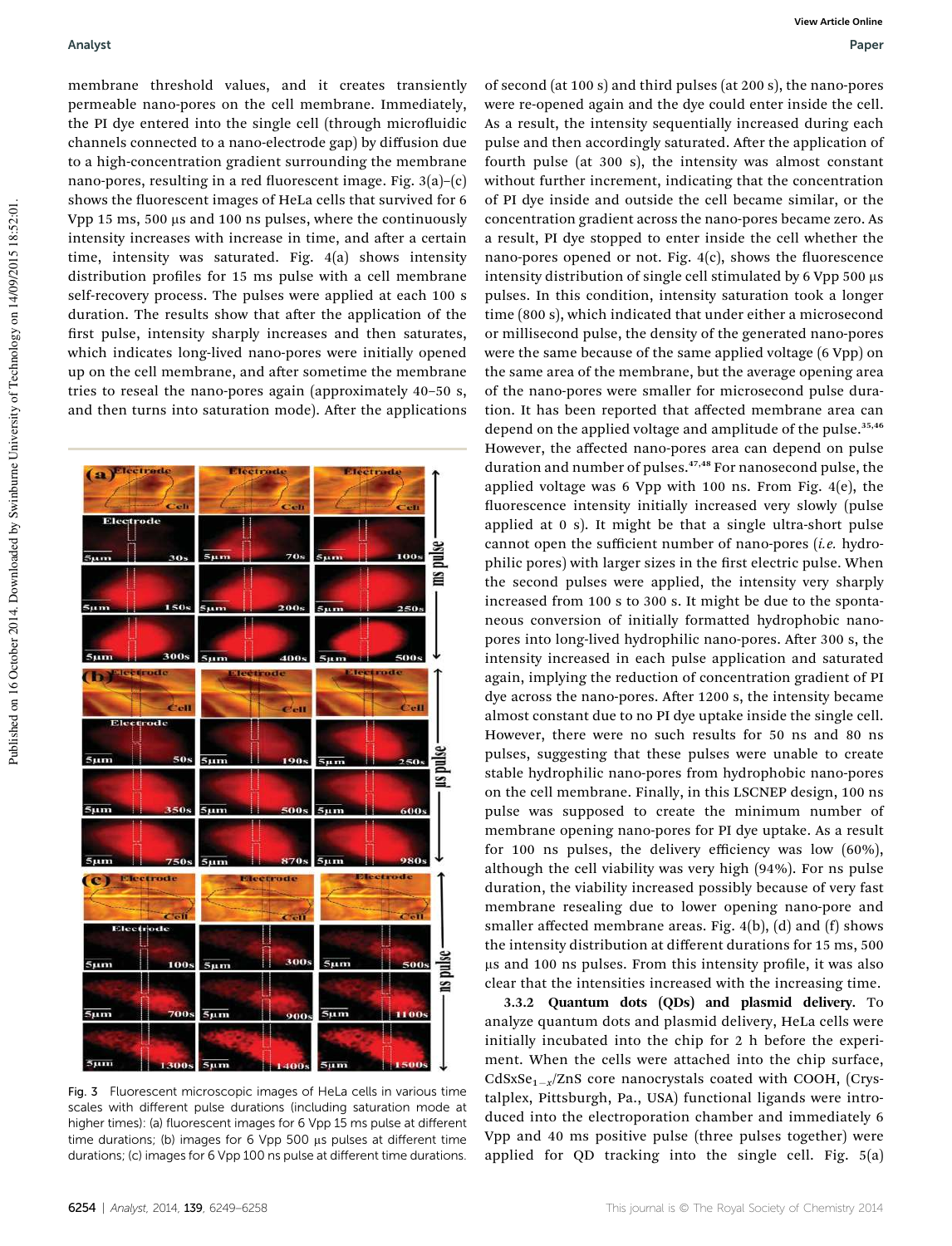membrane threshold values, and it creates transiently permeable nano-pores on the cell membrane. Immediately, the PI dye entered into the single cell (through microfluidic channels connected to a nano-electrode gap) by diffusion due to a high-concentration gradient surrounding the membrane nano-pores, resulting in a red fluorescent image. Fig. 3(a)–(c) shows the fluorescent images of HeLa cells that survived for 6 Vpp 15 ms, 500 μs and 100 ns pulses, where the continuously intensity increases with increase in time, and after a certain time, intensity was saturated. Fig. 4(a) shows intensity distribution profiles for 15 ms pulse with a cell membrane self-recovery process. The pulses were applied at each 100 s duration. The results show that after the application of the first pulse, intensity sharply increases and then saturates, which indicates long-lived nano-pores were initially opened up on the cell membrane, and after sometime the membrane tries to reseal the nano-pores again (approximately 40–50 s, and then turns into saturation mode). After the applications of second (at 100 s) and third pulses (at 200 s), the nano-pores were re-opened again and the dye could enter inside the cell. As a result, the intensity sequentially increased during each pulse and then accordingly saturated. After the application of fourth pulse (at 300 s), the intensity was almost constant without further increment, indicating that the concentration of PI dye inside and outside the cell became similar, or the concentration gradient across the nano-pores became zero. As a result, PI dye stopped to enter inside the cell whether the nano-pores opened or not. Fig. 4(c), shows the fluorescence intensity distribution of single cell stimulated by 6 Vpp 500 μs pulses. In this condition, intensity saturation took a longer time (800 s), which indicated that under either a microsecond or millisecond pulse, the density of the generated nano-pores were the same because of the same applied voltage (6 Vpp) on the same area of the membrane, but the average opening area of the nano-pores were smaller for microsecond pulse duration. It has been reported that affected membrane area can depend on the applied voltage and amplitude of the pulse.[35,46] However, the affected nano-pores area can depend on pulse duration and number of pulses.[47,48] For nanosecond pulse, the applied voltage was 6 Vpp with 100 ns. From Fig. 4(e), the fluorescence intensity initially increased very slowly (pulse applied at 0 s). It might be that a single ultra-short pulse cannot open the sufficient number of nano-pores (*i.e.* hydrophilic pores) with larger sizes in the first electric pulse. When the second pulses were applied, the intensity very sharply increased from 100 s to 300 s. It might be due to the spontaneous conversion of initially formatted hydrophobic nano-pores into long-lived hydrophilic nano-pores. After 300 s, the intensity increased in each pulse application and saturated again, implying the reduction of concentration gradient of PI dye across the nano-pores. After 1200 s, the intensity became almost constant due to no PI dye uptake inside the single cell. However, there were no such results for 50 ns and 80 ns pulses, suggesting that these pulses were unable to create stable hydrophilic nano-pores from hydrophobic nano-pores on the cell membrane. Finally, in this LSCNEP design, 100 ns pulse was supposed to create the minimum number of membrane opening nano-pores for PI dye uptake. As a result for 100 ns pulses, the delivery efficiency was low (60%), although the cell viability was very high (94%). For ns pulse duration, the viability increased possibly because of very fast membrane resealing due to lower opening nano-pore and smaller affected membrane areas. Fig. 4(b), (d) and (f) shows the intensity distribution at different durations for 15 ms, 500 μs and 100 ns pulses. From this intensity profile, it was also clear that the intensities increased with the increasing time.

Fig. 3 Fluorescent microscopic images of HeLa cells in various time scales with different pulse durations (including saturation mode at higher times): (a) fluorescent images for 6 Vpp 15 ms pulse at different time durations; (b) images for 6 Vpp 500 μs pulses at different time durations; (c) images for 6 Vpp 100 ns pulse at different time durations.

**3.3.2 Quantum dots (QDs) and plasmid delivery.** To analyze quantum dots and plasmid delivery, HeLa cells were initially incubated into the chip for 2 h before the experiment. When the cells were attached into the chip surface, $CdSxSe_{1-x}/ZnS$ core nanocrystals coated with COOH, (Crystalplex, Pittsburgh, Pa., USA) functional ligands were introduced into the electroporation chamber and immediately 6 Vpp and 40 ms positive pulse (three pulses together) were applied for QD tracking into the single cell. Fig. 5(a)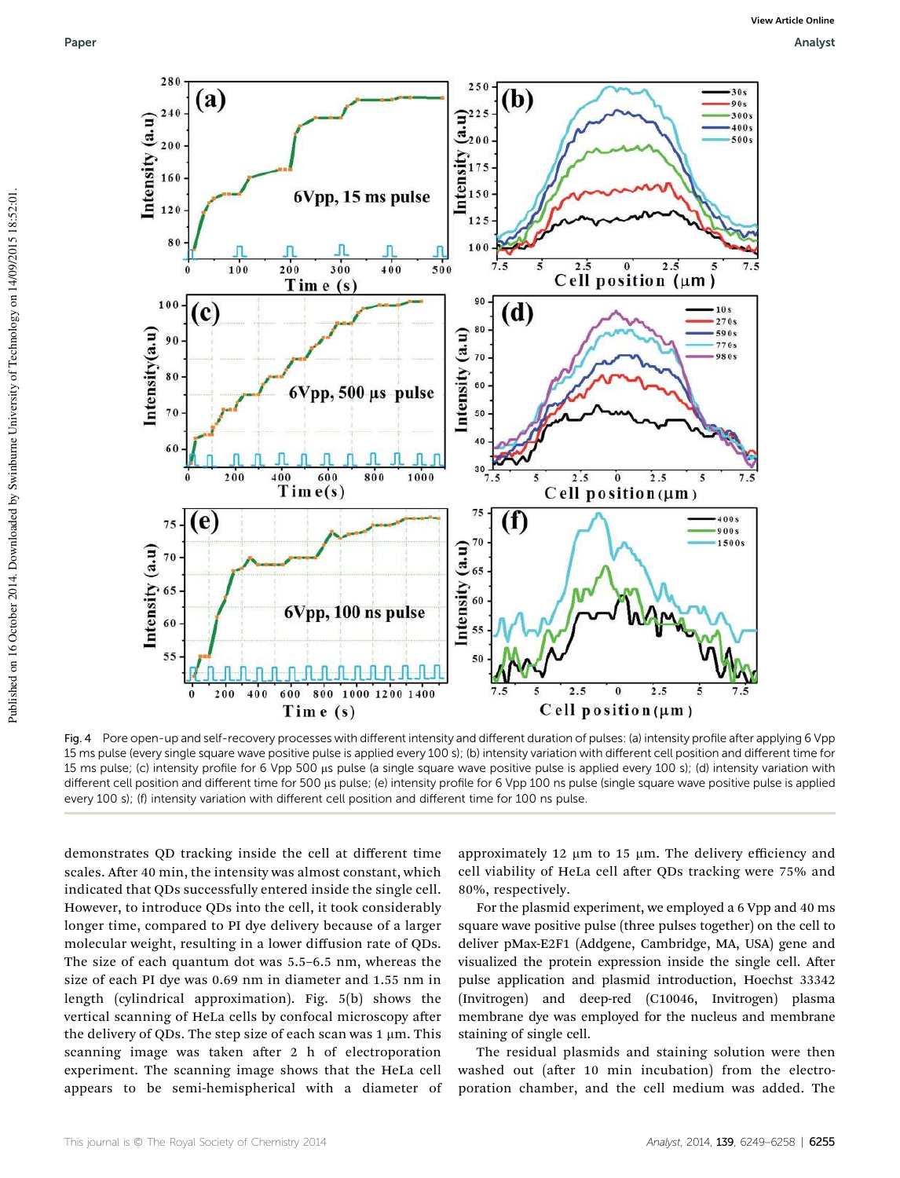Fig. 4 Pore open-up and self-recovery processes with different intensity and different duration of pulses: (a) intensity profile after applying 6 Vpp 15 ms pulse (every single square wave positive pulse is applied every 100 s); (b) intensity variation with different cell position and different time for 15 ms pulse; (c) intensity profile for 6 Vpp 500 μs pulse (a single square wave positive pulse is applied every 100 s); (d) intensity variation with different cell position and different time for 500 μs pulse; (e) intensity profile for 6 Vpp 100 ns pulse (single square wave positive pulse is applied every 100 s); (f) intensity variation with different cell position and different time for 100 ns pulse.

demonstrates QD tracking inside the cell at different time scales. After 40 min, the intensity was almost constant, which indicated that QDs successfully entered inside the single cell. However, to introduce QDs into the cell, it took considerably longer time, compared to PI dye delivery because of a larger molecular weight, resulting in a lower diffusion rate of QDs. The size of each quantum dot was 5.5–6.5 nm, whereas the size of each PI dye was 0.69 nm in diameter and 1.55 nm in length (cylindrical approximation). Fig. 5(b) shows the vertical scanning of HeLa cells by confocal microscopy after the delivery of QDs. The step size of each scan was 1 μm. This scanning image was taken after 2 h of electroporation experiment. The scanning image shows that the HeLa cell appears to be semi-hemispherical with a diameter of approximately 12 μm to 15 μm. The delivery efficiency and cell viability of HeLa cell after QDs tracking were 75% and 80%, respectively.

For the plasmid experiment, we employed a 6 Vpp and 40 ms square wave positive pulse (three pulses together) on the cell to deliver pMax-E2F1 (Addgene, Cambridge, MA, USA) gene and visualized the protein expression inside the single cell. After pulse application and plasmid introduction, Hoechst 33342 (Invitrogen) and deep-red (C10046, Invitrogen) plasma membrane dye was employed for the nucleus and membrane staining of single cell.

The residual plasmids and staining solution were then washed out (after 10 min incubation) from the electroporation chamber, and the cell medium was added. The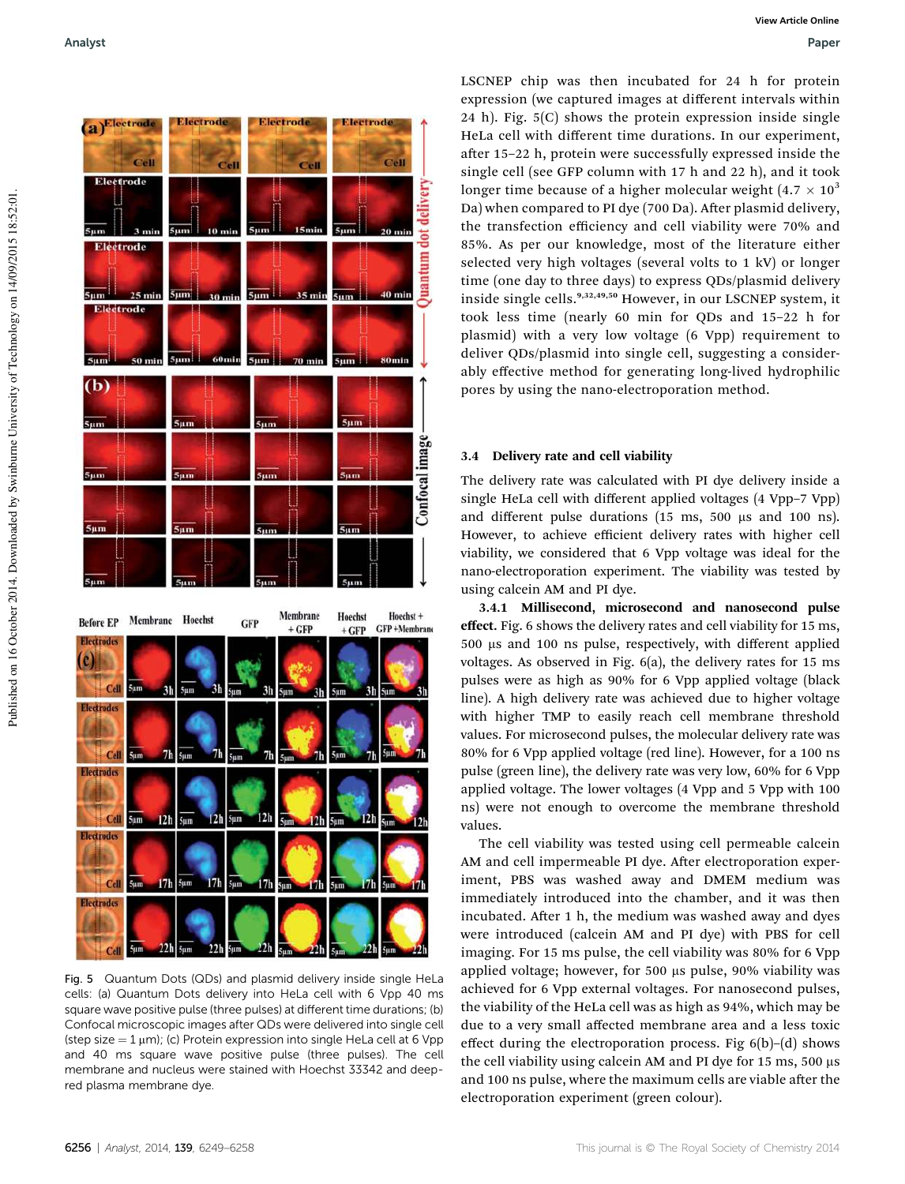LSCNEP chip was then incubated for 24 h for protein expression (we captured images at different intervals within 24 h). Fig. 5(C) shows the protein expression inside single HeLa cell with different time durations. In our experiment, after 15–22 h, protein were successfully expressed inside the single cell (see GFP column with 17 h and 22 h), and it took longer time because of a higher molecular weight ($4.7 \times 10^3$ Da) when compared to PI dye (700 Da). After plasmid delivery, the transfection efficiency and cell viability were 70% and 85%. As per our knowledge, most of the literature either selected very high voltages (several volts to 1 kV) or longer time (one day to three days) to express QDs/plasmid delivery inside single cells.[9,32,49,50] However, in our LSCNEP system, it took less time (nearly 60 min for QDs and 15–22 h for plasmid) with a very low voltage (6 Vpp) requirement to deliver QDs/plasmid into single cell, suggesting a considerably effective method for generating long-lived hydrophilic pores by using the nano-electroporation method.

Fig. 5 Quantum Dots (QDs) and plasmid delivery inside single HeLa cells: (a) Quantum Dots delivery into HeLa cell with 6 Vpp 40 ms square wave positive pulse (three pulses) at different time durations; (b) Confocal microscopic images after QDs were delivered into single cell (step size = 1 μm); (c) Protein expression into single HeLa cell at 6 Vpp and 40 ms square wave positive pulse (three pulses). The cell membrane and nucleus were stained with Hoechst 33342 and deep-red plasma membrane dye.

### 3.4 Delivery rate and cell viability

The delivery rate was calculated with PI dye delivery inside a single HeLa cell with different applied voltages (4 Vpp–7 Vpp) and different pulse durations (15 ms, 500 μs and 100 ns). However, to achieve efficient delivery rates with higher cell viability, we considered that 6 Vpp voltage was ideal for the nano-electroporation experiment. The viability was tested by using calcein AM and PI dye.

**3.4.1 Millisecond, microsecond and nanosecond pulse effect.** Fig. 6 shows the delivery rates and cell viability for 15 ms, 500 μs and 100 ns pulse, respectively, with different applied voltages. As observed in Fig. 6(a), the delivery rates for 15 ms pulses were as high as 90% for 6 Vpp applied voltage (black line). A high delivery rate was achieved due to higher voltage with higher TMP to easily reach cell membrane threshold values. For microsecond pulses, the molecular delivery rate was 80% for 6 Vpp applied voltage (red line). However, for a 100 ns pulse (green line), the delivery rate was very low, 60% for 6 Vpp applied voltage. The lower voltages (4 Vpp and 5 Vpp with 100 ns) were not enough to overcome the membrane threshold values.

The cell viability was tested using cell permeable calcein AM and cell impermeable PI dye. After electroporation experiment, PBS was washed away and DMEM medium was immediately introduced into the chamber, and it was then incubated. After 1 h, the medium was washed away and dyes were introduced (calcein AM and PI dye) with PBS for cell imaging. For 15 ms pulse, the cell viability was 80% for 6 Vpp applied voltage; however, for 500 μs pulse, 90% viability was achieved for 6 Vpp external voltages. For nanosecond pulses, the viability of the HeLa cell was as high as 94%, which may be due to a very small affected membrane area and a less toxic effect during the electroporation process. Fig 6(b)–(d) shows the cell viability using calcein AM and PI dye for 15 ms, 500 μs and 100 ns pulse, where the maximum cells are viable after the electroporation experiment (green colour).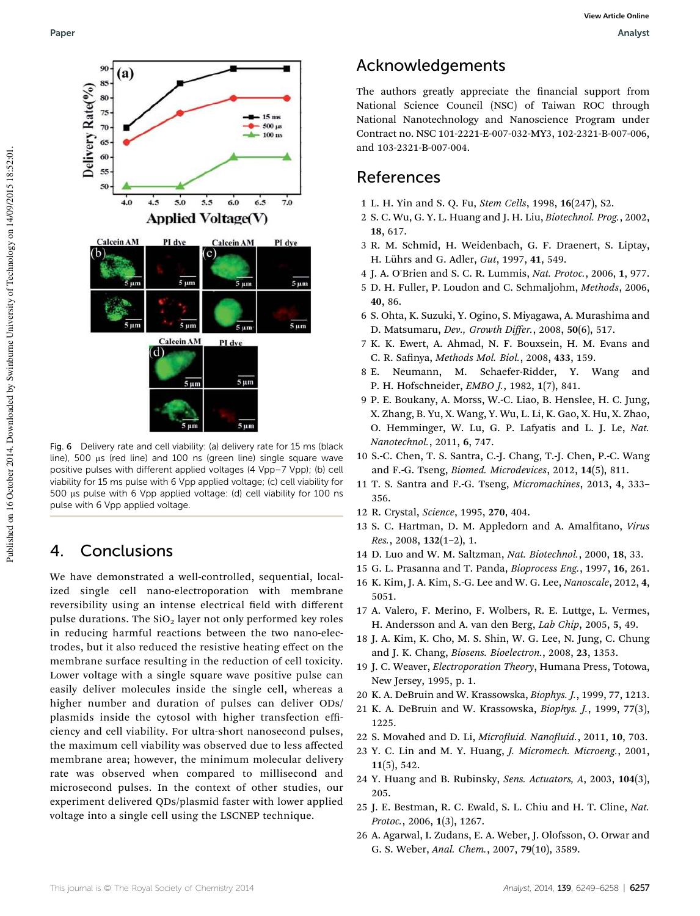Fig. 6 Delivery rate and cell viability: (a) delivery rate for 15 ms (black line), 500 μs (red line) and 100 ns (green line) single square wave positive pulses with different applied voltages (4 Vpp–7 Vpp); (b) cell viability for 15 ms pulse with 6 Vpp applied voltage; (c) cell viability for 500 μs pulse with 6 Vpp applied voltage: (d) cell viability for 100 ns pulse with 6 Vpp applied voltage.

## 4. Conclusions

We have demonstrated a well-controlled, sequential, localized single cell nano-electroporation with membrane reversibility using an intense electrical field with different pulse durations. The $SiO_2$ layer not only performed key roles in reducing harmful reactions between the two nano-electrodes, but it also reduced the resistive heating effect on the membrane surface resulting in the reduction of cell toxicity. Lower voltage with a single square wave positive pulse can easily deliver molecules inside the single cell, whereas a higher number and duration of pulses can deliver ODs/plasmids inside the cytosol with higher transfection efficiency and cell viability. For ultra-short nanosecond pulses, the maximum cell viability was observed due to less affected membrane area; however, the minimum molecular delivery rate was observed when compared to millisecond and microsecond pulses. In the context of other studies, our experiment delivered QDs/plasmid faster with lower applied voltage into a single cell using the LSCNEP technique.

## Acknowledgements

The authors greatly appreciate the financial support from National Science Council (NSC) of Taiwan ROC through National Nanotechnology and Nanoscience Program under Contract no. NSC 101-2221-E-007-032-MY3, 102-2321-B-007-006, and 103-2321-B-007-004.

## References

1. L. H. Yin and S. Q. Fu, *Stem Cells*, 1998, **16**(247), S2.
2. S. C. Wu, G. Y. L. Huang and J. H. Liu, *Biotechnol. Prog.*, 2002, **18**, 617.
3. R. M. Schmid, H. Weidenbach, G. F. Draenert, S. Liptay, H. Lührs and G. Adler, *Gut*, 1997, **41**, 549.
4. J. A. O'Brien and S. C. R. Lummis, *Nat. Protoc.*, 2006, **1**, 977.
5. D. H. Fuller, P. Loudon and C. Schmaljohm, *Methods*, 2006, **40**, 86.
6. S. Ohta, K. Suzuki, Y. Ogino, S. Miyagawa, A. Murashima and D. Matsumaru, *Dev., Growth Differ.*, 2008, **50**(6), 517.
7. K. K. Ewert, A. Ahmad, N. F. Bouxsein, H. M. Evans and C. R. Safinya, *Methods Mol. Biol.*, 2008, **433**, 159.
8. E. Neumann, M. Schaefer-Ridder, Y. Wang and P. H. Hofschneider, *EMBO J.*, 1982, **1**(7), 841.
9. P. E. Boukany, A. Morss, W.-C. Liao, B. Henslee, H. C. Jung, X. Zhang, B. Yu, X. Wang, Y. Wu, L. Li, K. Gao, X. Hu, X. Zhao, O. Hemminger, W. Lu, G. P. Lafyatis and L. J. Le, *Nat. Nanotechnol.*, 2011, **6**, 747.
10. S.-C. Chen, T. S. Santra, C.-J. Chang, T.-J. Chen, P.-C. Wang and F.-G. Tseng, *Biomed. Microdevices*, 2012, **14**(5), 811.
11. T. S. Santra and F.-G. Tseng, *Micromachines*, 2013, **4**, 333–356.
12. R. Crystal, *Science*, 1995, **270**, 404.
13. S. C. Hartman, D. M. Appledorn and A. Amalfitano, *Virus Res.*, 2008, **132**(1–2), 1.
14. D. Luo and W. M. Saltzman, *Nat. Biotechnol.*, 2000, **18**, 33.
15. G. L. Prasanna and T. Panda, *Bioprocess Eng.*, 1997, **16**, 261.
16. K. Kim, J. A. Kim, S.-G. Lee and W. G. Lee, *Nanoscale*, 2012, **4**, 5051.
17. A. Valero, F. Merino, F. Wolbers, R. E. Luttge, L. Vermes, H. Andersson and A. van den Berg, *Lab Chip*, 2005, **5**, 49.
18. J. A. Kim, K. Cho, M. S. Shin, W. G. Lee, N. Jung, C. Chung and J. K. Chang, *Biosens. Bioelectron.*, 2008, **23**, 1353.
19. J. C. Weaver, *Electroporation Theory*, Humana Press, Totowa, New Jersey, 1995, p. 1.
20. K. A. DeBruin and W. Krassowska, *Biophys. J.*, 1999, **77**, 1213.
21. K. A. DeBruin and W. Krassowska, *Biophys. J.*, 1999, **77**(3), 1225.
22. S. Movahed and D. Li, *Microfluid. Nanofluid.*, 2011, **10**, 703.
23. Y. C. Lin and M. Y. Huang, *J. Micromech. Microeng.*, 2001, **11**(5), 542.
24. Y. Huang and B. Rubinsky, *Sens. Actuators, A*, 2003, **104**(3), 205.
25. J. E. Bestman, R. C. Ewald, S. L. Chiu and H. T. Cline, *Nat. Protoc.*, 2006, **1**(3), 1267.
26. A. Agarwal, I. Zudans, E. A. Weber, J. Olofsson, O. Orwar and G. S. Weber, *Anal. Chem.*, 2007, **79**(10), 3589.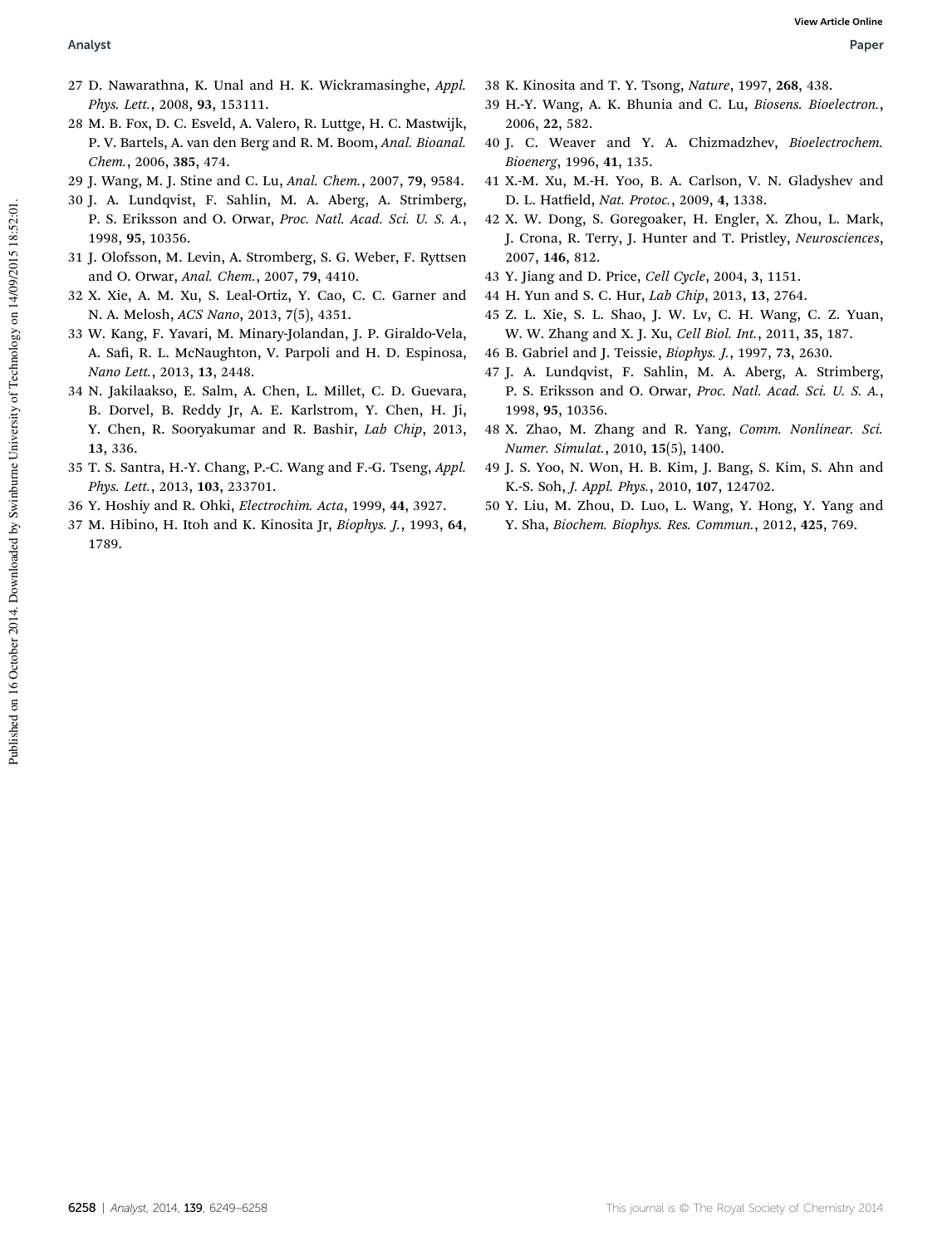27 D. Nawarathna, K. Unal and H. K. Wickramasinghe, *Appl. Phys. Lett.*, 2008, **93**, 153111.

28 M. B. Fox, D. C. Esveld, A. Valero, R. Luttge, H. C. Mastwijk, P. V. Bartels, A. van den Berg and R. M. Boom, *Anal. Bioanal. Chem.*, 2006, **385**, 474.

29 J. Wang, M. J. Stine and C. Lu, *Anal. Chem.*, 2007, **79**, 9584.

30 J. A. Lundqvist, F. Sahlin, M. A. Aberg, A. Strimberg, P. S. Eriksson and O. Orwar, *Proc. Natl. Acad. Sci. U. S. A.*, 1998, **95**, 10356.

31 J. Olofsson, M. Levin, A. Stromberg, S. G. Weber, F. Ryttsen and O. Orwar, *Anal. Chem.*, 2007, **79**, 4410.

32 X. Xie, A. M. Xu, S. Leal-Ortiz, Y. Cao, C. C. Garner and N. A. Melosh, *ACS Nano*, 2013, **7**(5), 4351.

33 W. Kang, F. Yavari, M. Minary-Jolandan, J. P. Giraldo-Vela, A. Safi, R. L. McNaughton, V. Parpoli and H. D. Espinosa, *Nano Lett.*, 2013, **13**, 2448.

34 N. Jakilaakso, E. Salm, A. Chen, L. Millet, C. D. Guevara, B. Dorvel, B. Reddy Jr, A. E. Karlstrom, Y. Chen, H. Ji, Y. Chen, R. Sooryakumar and R. Bashir, *Lab Chip*, 2013, **13**, 336.

35 T. S. Santra, H.-Y. Chang, P.-C. Wang and F.-G. Tseng, *Appl. Phys. Lett.*, 2013, **103**, 233701.

36 Y. Hoshiy and R. Ohki, *Electrochim. Acta*, 1999, **44**, 3927.

37 M. Hibino, H. Itoh and K. Kinosita Jr, *Biophys. J.*, 1993, **64**, 1789.

38 K. Kinosita and T. Y. Tsong, *Nature*, 1997, **268**, 438.

39 H.-Y. Wang, A. K. Bhunia and C. Lu, *Biosens. Bioelectron.*, 2006, **22**, 582.

40 J. C. Weaver and Y. A. Chizmadzhev, *Bioelectrochem. Bioenerg*, 1996, **41**, 135.

41 X.-M. Xu, M.-H. Yoo, B. A. Carlson, V. N. Gladyshev and D. L. Hatfield, *Nat. Protoc.*, 2009, **4**, 1338.

42 X. W. Dong, S. Goregoaker, H. Engler, X. Zhou, L. Mark, J. Crona, R. Terry, J. Hunter and T. Pristley, *Neurosciences*, 2007, **146**, 812.

43 Y. Jiang and D. Price, *Cell Cycle*, 2004, **3**, 1151.

44 H. Yun and S. C. Hur, *Lab Chip*, 2013, **13**, 2764.

45 Z. L. Xie, S. L. Shao, J. W. Lv, C. H. Wang, C. Z. Yuan, W. W. Zhang and X. J. Xu, *Cell Biol. Int.*, 2011, **35**, 187.

46 B. Gabriel and J. Teissie, *Biophys. J.*, 1997, **73**, 2630.

47 J. A. Lundqvist, F. Sahlin, M. A. Aberg, A. Strimberg, P. S. Eriksson and O. Orwar, *Proc. Natl. Acad. Sci. U. S. A.*, 1998, **95**, 10356.

48 X. Zhao, M. Zhang and R. Yang, *Comm. Nonlinear. Sci. Numer. Simulat.*, 2010, **15**(5), 1400.

49 J. S. Yoo, N. Won, H. B. Kim, J. Bang, S. Kim, S. Ahn and K.-S. Soh, *J. Appl. Phys.*, 2010, **107**, 124702.

50 Y. Liu, M. Zhou, D. Luo, L. Wang, Y. Hong, Y. Yang and Y. Sha, *Biochem. Biophys. Res. Commun.*, 2012, **425**, 769.